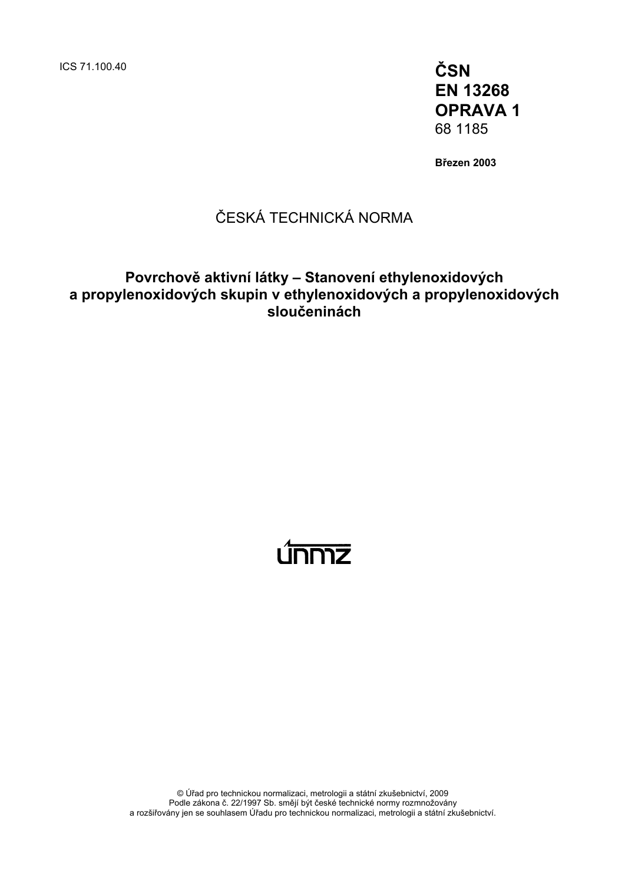ICS 71.100.40

**ČSN**
**EN 13268**
**OPRAVA 1**
68 1185

**Březen 2003**

ČESKÁ TECHNICKÁ NORMA

# Povrchově aktivní látky – Stanovení ethylenoxidových a propylenoxidových skupin v ethylenoxidových a propylenoxidových sloučeninách

© Úřad pro technickou normalizaci, metrologii a státní zkušebnictví, 2009
Podle zákona č. 22/1997 Sb. smějí být české technické normy rozmnožovány a rozšiřovány jen se souhlasem Úřadu pro technickou normalizaci, metrologii a státní zkušebnictví.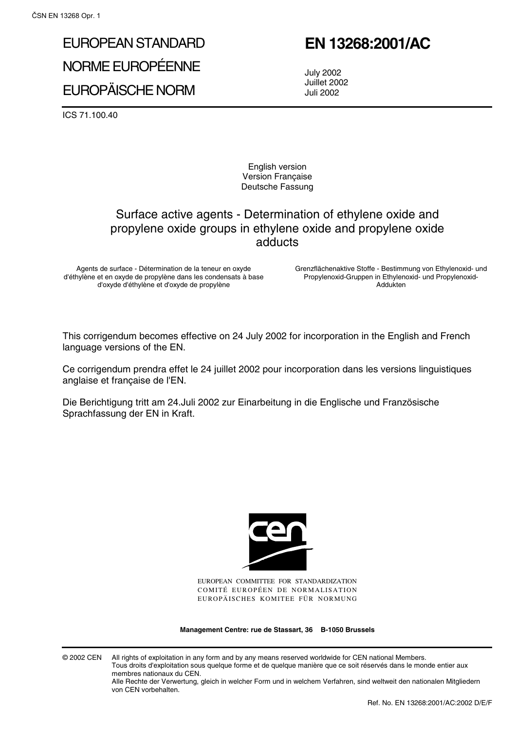# EUROPEAN STANDARD
# NORME EUROPÉENNE
# EUROPÄISCHE NORM

# EN 13268:2001/AC

July 2002
Juillet 2002
Juli 2002

ICS 71.100.40

English version
Version Française
Deutsche Fassung

## Surface active agents - Determination of ethylene oxide and propylene oxide groups in ethylene oxide and propylene oxide adducts

Agents de surface - Détermination de la teneur en oxyde d'éthylène et en oxyde de propylène dans les condensats à base d'oxyde d'éthylène et d'oxyde de propylène

Grenzflächenaktive Stoffe - Bestimmung von Ethylenoxid- und Propylenoxid-Gruppen in Ethylenoxid- und Propylenoxid-Addukten

This corrigendum becomes effective on 24 July 2002 for incorporation in the English and French language versions of the EN.

Ce corrigendum prendra effet le 24 juillet 2002 pour incorporation dans les versions linguistiques anglaise et française de l'EN.

Die Berichtigung tritt am 24.Juli 2002 zur Einarbeitung in die Englische und Französische Sprachfassung der EN in Kraft.

EUROPEAN COMMITTEE FOR STANDARDIZATION
COMITÉ EUROPÉEN DE NORMALISATION
EUROPÄISCHES KOMITEE FÜR NORMUNG

**Management Centre: rue de Stassart, 36 B-1050 Brussels**

© 2002 CEN All rights of exploitation in any form and by any means reserved worldwide for CEN national Members.
Tous droits d'exploitation sous quelque forme et de quelque manière que ce soit réservés dans le monde entier aux membres nationaux du CEN.
Alle Rechte der Verwertung, gleich in welcher Form und in welchem Verfahren, sind weltweit den nationalen Mitgliedern von CEN vorbehalten.

Ref. No. EN 13268:2001/AC:2002 D/E/F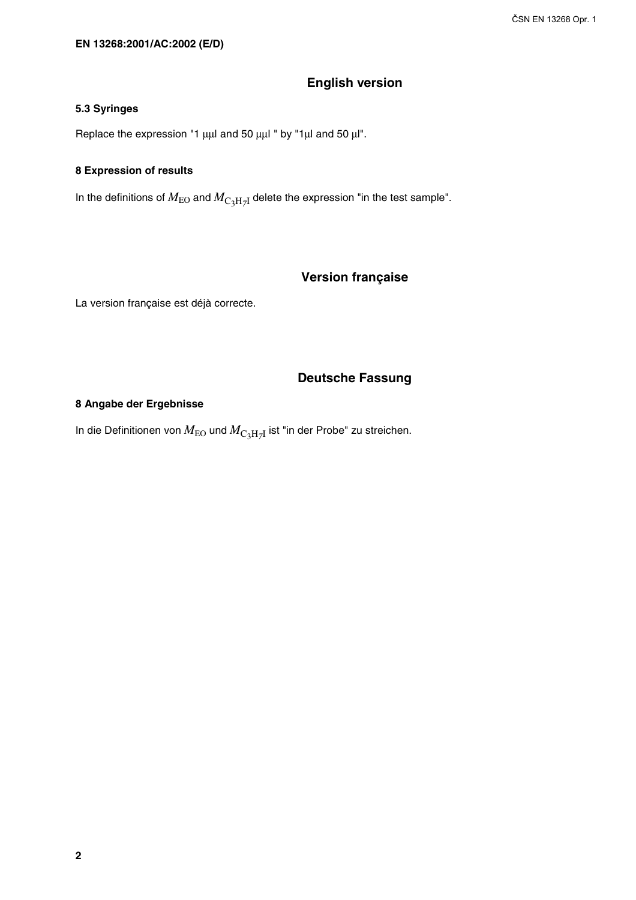**EN 13268:2001/AC:2002 (E/D)**

## English version

### 5.3 Syringes

Replace the expression "1 μμl and 50 μμl " by "1μl and 50 μl".

### 8 Expression of results

In the definitions of $M_{EO}$ and $M_{C_3H_7I}$ delete the expression "in the test sample".

## Version française

La version française est déjà correcte.

## Deutsche Fassung

### 8 Angabe der Ergebnisse

In die Definitionen von $M_{EO}$ und $M_{C_3H_7I}$ ist "in der Probe" zu streichen.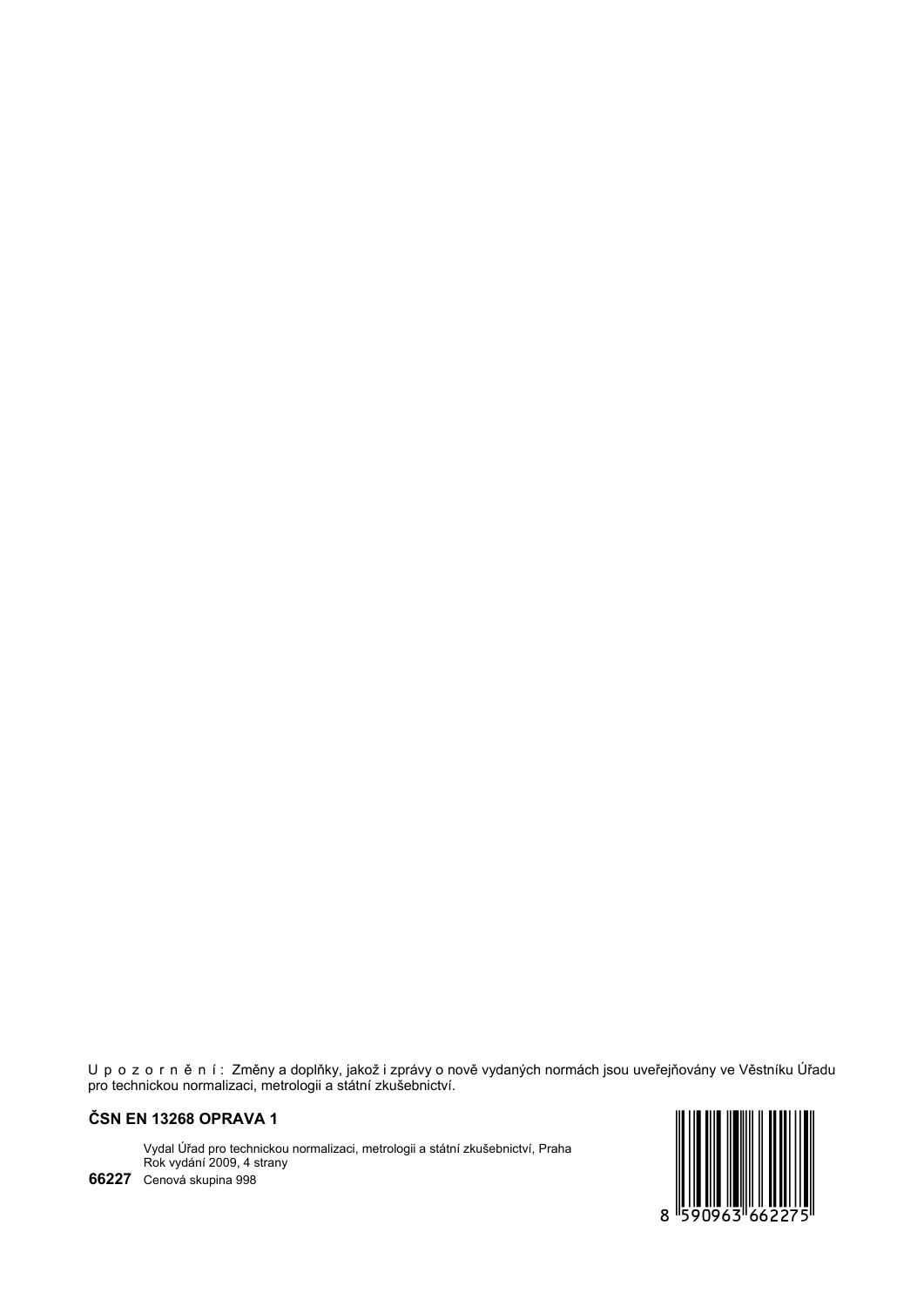U p o z o r n ě n í : Změny a doplňky, jakož i zprávy o nově vydaných normách jsou uveřejňovány ve Věstníku Úřadu pro technickou normalizaci, metrologii a státní zkušebnictví.

**ČSN EN 13268 OPRAVA 1**

Vydal Úřad pro technickou normalizaci, metrologii a státní zkušebnictví, Praha
Rok vydání 2009, 4 strany

**66227** Cenová skupina 998

8 590963 662275